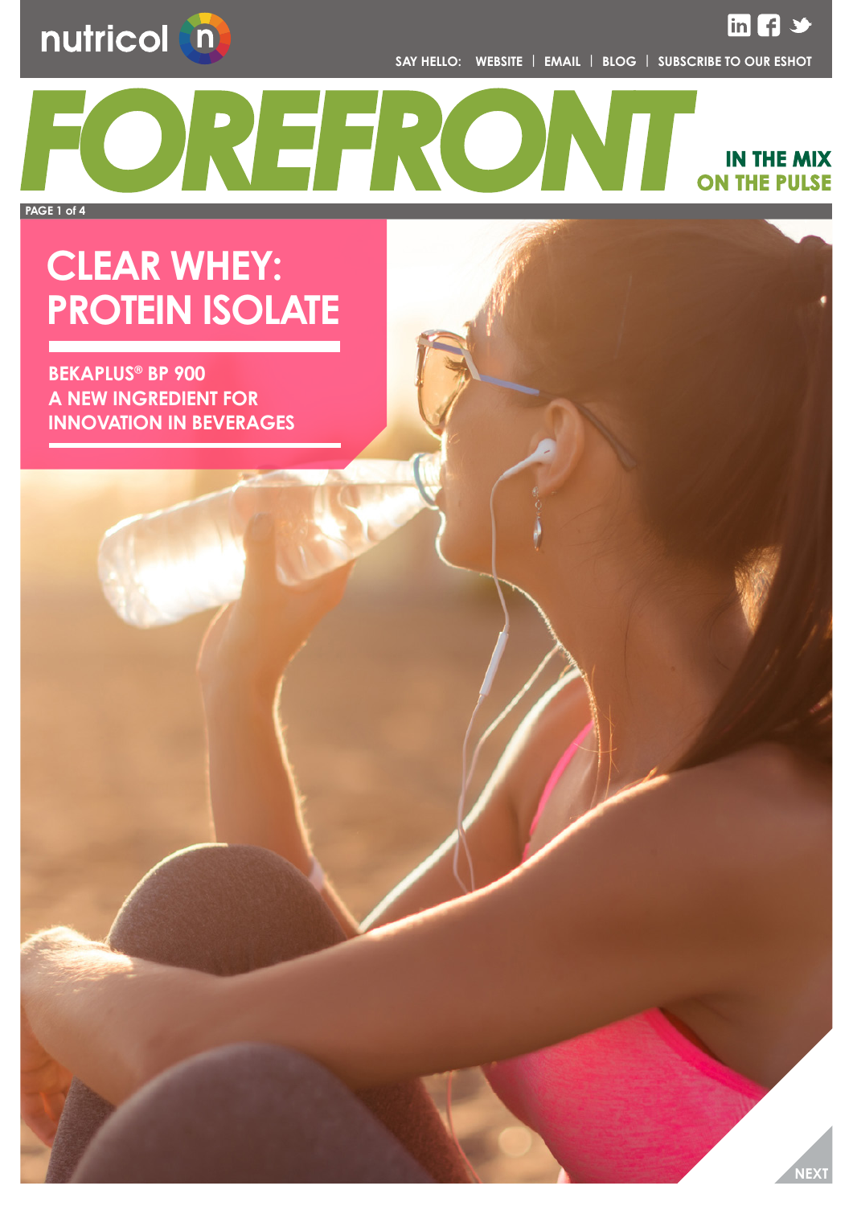nutricol

SAY HELLO: WEBSITE | EMAIL | BLOG | SUBSCRIBE TO OUR ESHOT

# FOREFRONT

IN THE MIX
ON THE PULSE

## CLEAR WHEY: PROTEIN ISOLATE

### BEKAPLUS® BP 900 A NEW INGREDIENT FOR INNOVATION IN BEVERAGES

NEXT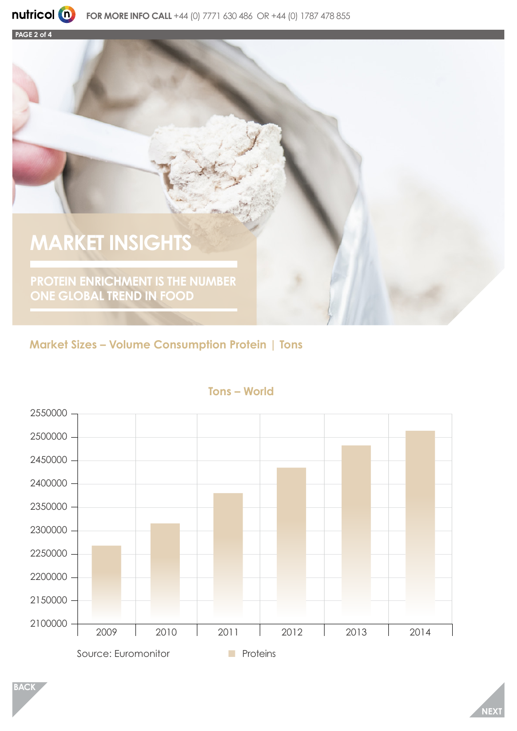# MARKET INSIGHTS

## PROTEIN ENRICHMENT IS THE NUMBER ONE GLOBAL TREND IN FOOD

### Market Sizes – Volume Consumption Protein | Tons

Tons – World

2550000
2500000
2450000
2400000
2350000
2300000
2250000
2200000
2150000
2100000

2009
2010
2011
2012
2013
2014

Source: Euromonitor

Proteins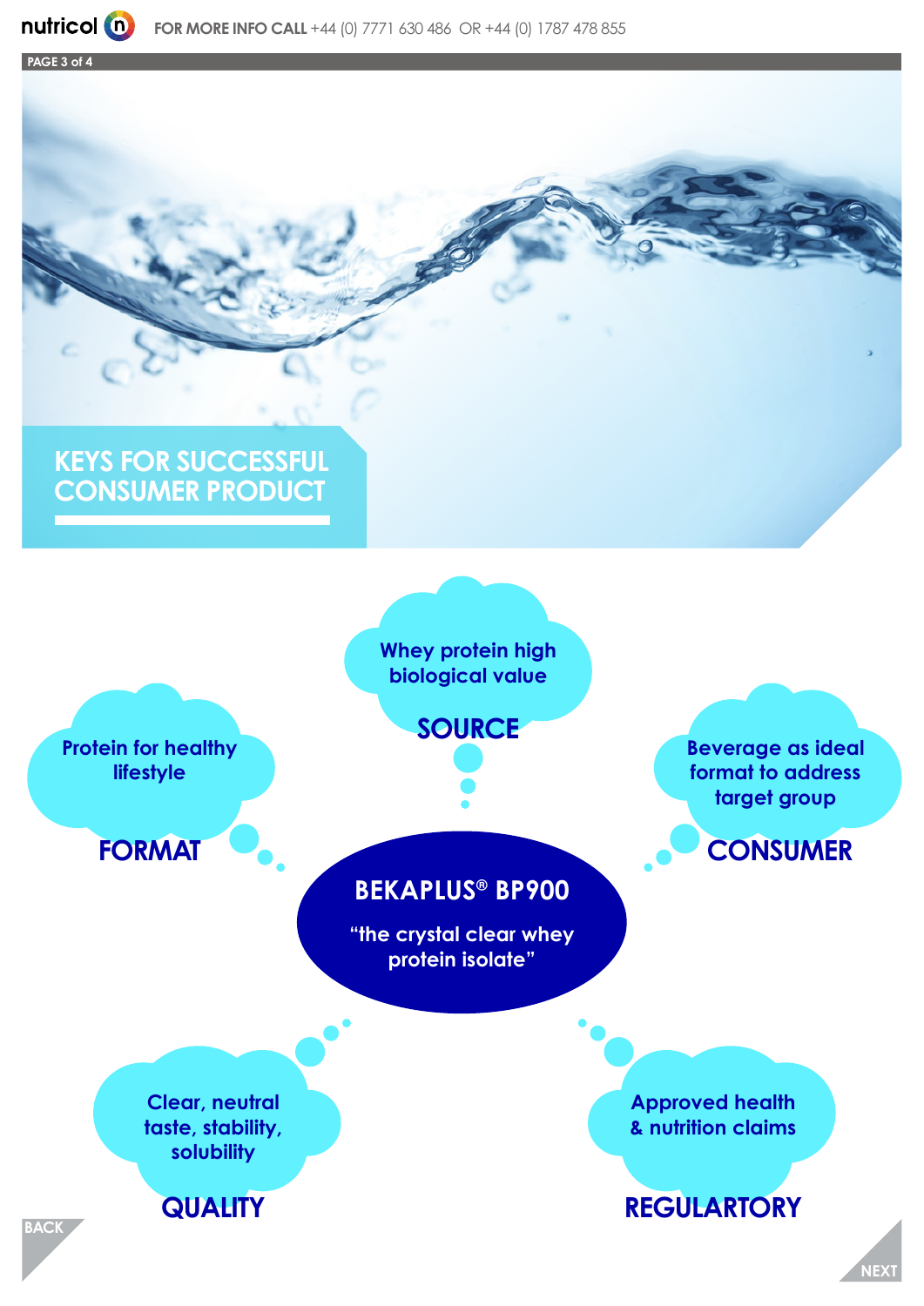# KEYS FOR SUCCESSFUL CONSUMER PRODUCT

## BEKAPLUS® BP900

"the crystal clear whey protein isolate"

**SOURCE**

Whey protein high biological value

**FORMAT**

Protein for healthy lifestyle

**CONSUMER**

Beverage as ideal format to address target group

**QUALITY**

Clear, neutral taste, stability, solubility

**REGULARTORY**

Approved health & nutrition claims

BACK

NEXT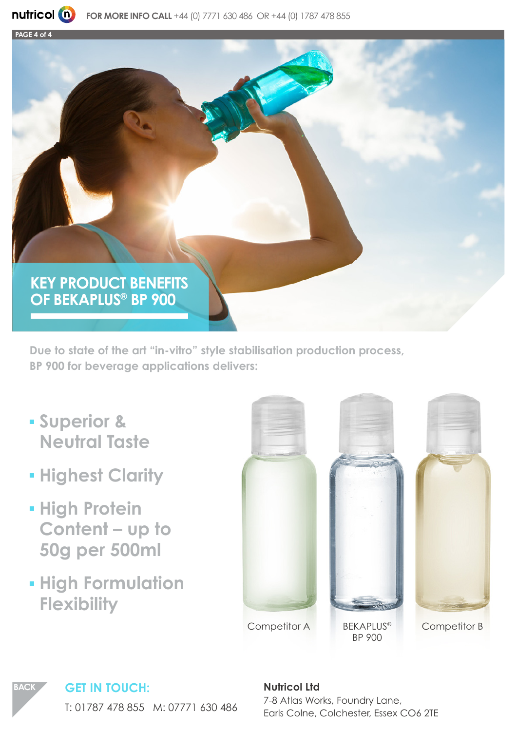# KEY PRODUCT BENEFITS OF BEKAPLUS® BP 900

**Due to state of the art "in-vitro" style stabilisation production process, BP 900 for beverage applications delivers:**

- **Superior & Neutral Taste**
- **Highest Clarity**
- **High Protein Content – up to 50g per 500ml**
- **High Formulation Flexibility**

Competitor A

BEKAPLUS® BP 900

Competitor B

BACK

## GET IN TOUCH:

T: 01787 478 855 M: 07771 630 486

**Nutricol Ltd**
7-8 Atlas Works, Foundry Lane,
Earls Colne, Colchester, Essex CO6 2TE